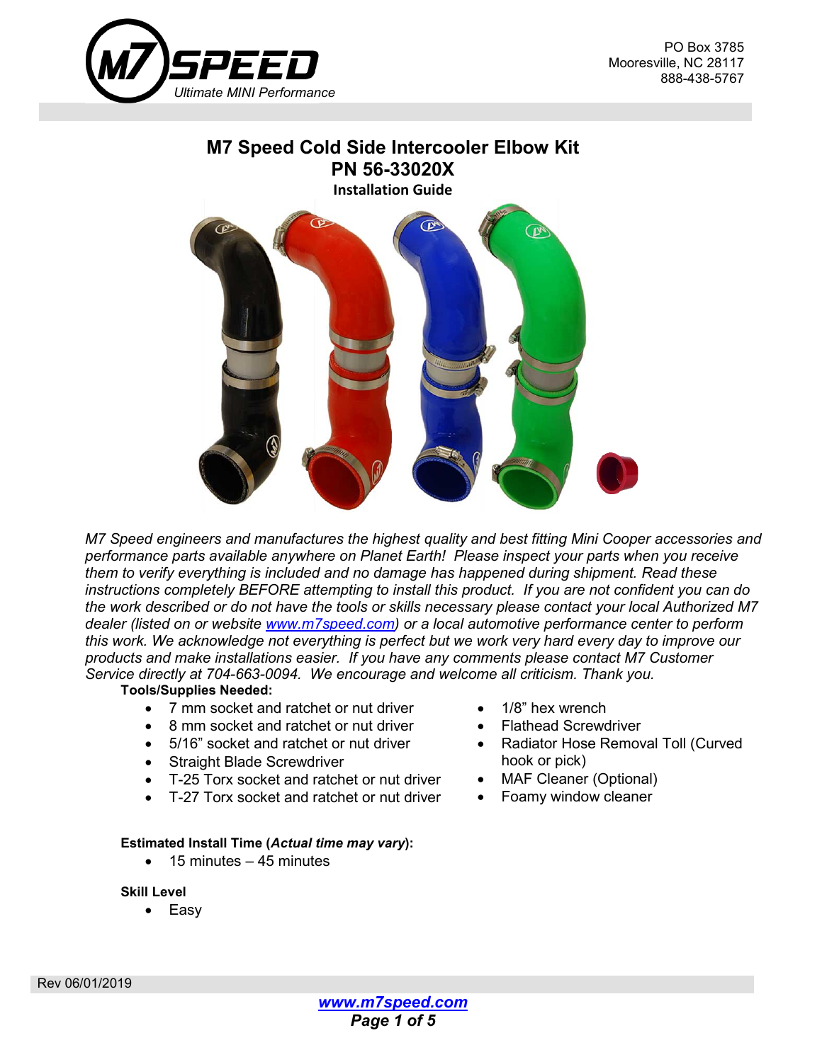PO Box 3785
Mooresville, NC 28117
888-438-5767

# M7 Speed Cold Side Intercooler Elbow Kit
## PN 56-33020X
### Installation Guide

*M7 Speed engineers and manufactures the highest quality and best fitting Mini Cooper accessories and performance parts available anywhere on Planet Earth! Please inspect your parts when you receive them to verify everything is included and no damage has happened during shipment. Read these instructions completely BEFORE attempting to install this product. If you are not confident you can do the work described or do not have the tools or skills necessary please contact your local Authorized M7 dealer (listed on or website [www.m7speed.com](www.m7speed.com)) or a local automotive performance center to perform this work. We acknowledge not everything is perfect but we work very hard every day to improve our products and make installations easier. If you have any comments please contact M7 Customer Service directly at 704-663-0094. We encourage and welcome all criticism. Thank you.*

**Tools/Supplies Needed:**

- 7 mm socket and ratchet or nut driver
- 8 mm socket and ratchet or nut driver
- 5/16" socket and ratchet or nut driver
- Straight Blade Screwdriver
- T-25 Torx socket and ratchet or nut driver
- T-27 Torx socket and ratchet or nut driver
- 1/8" hex wrench
- Flathead Screwdriver
- Radiator Hose Removal Toll (Curved hook or pick)
- MAF Cleaner (Optional)
- Foamy window cleaner

**Estimated Install Time (*Actual time may vary*):**

- 15 minutes – 45 minutes

**Skill Level**

- Easy

Rev 06/01/2019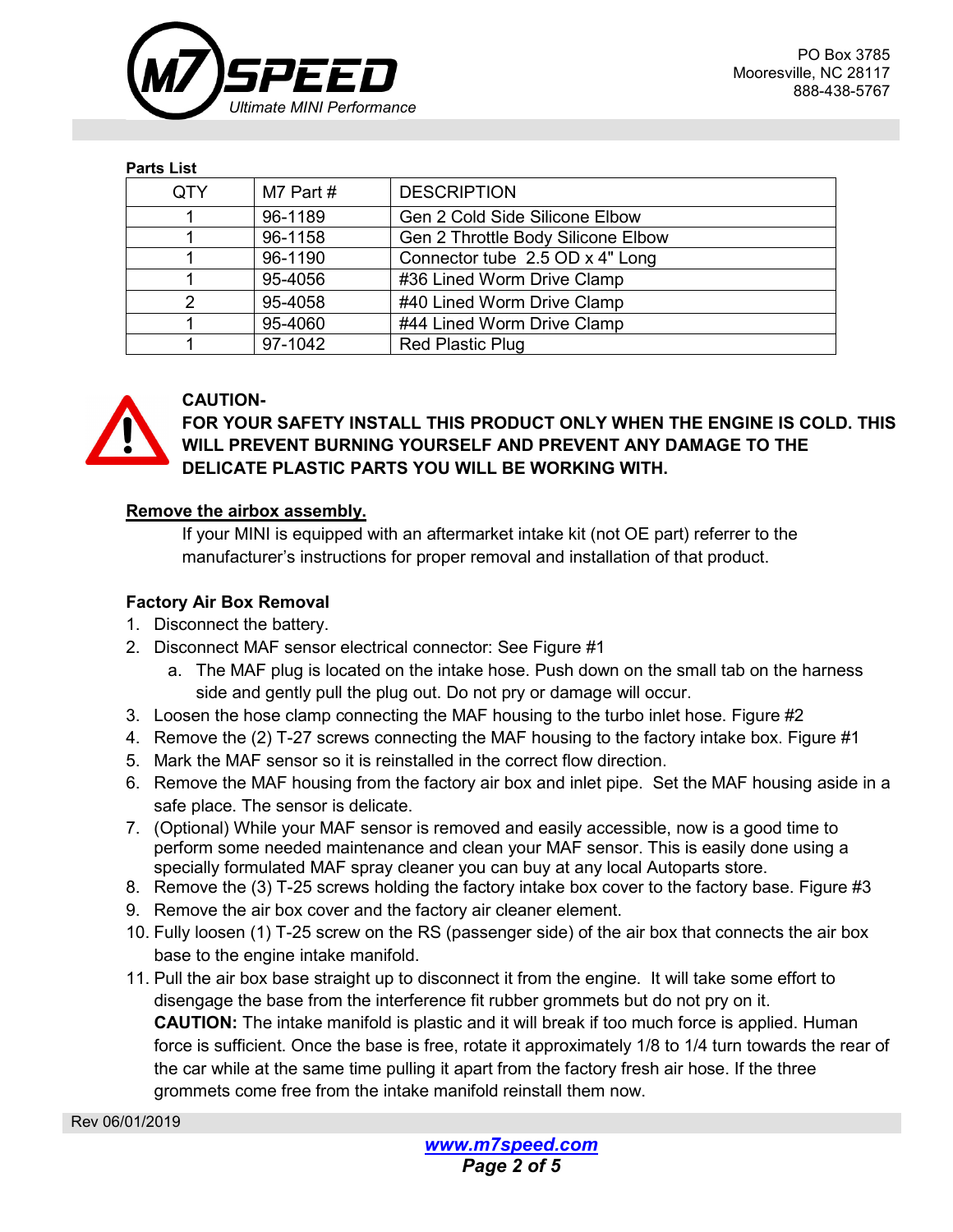**Parts List**

| QTY | M7 Part # | DESCRIPTION |
|---|---|---|
| 1 | 96-1189 | Gen 2 Cold Side Silicone Elbow |
| 1 | 96-1158 | Gen 2 Throttle Body Silicone Elbow |
| 1 | 96-1190 | Connector tube 2.5 OD x 4" Long |
| 1 | 95-4056 | #36 Lined Worm Drive Clamp |
| 2 | 95-4058 | #40 Lined Worm Drive Clamp |
| 1 | 95-4060 | #44 Lined Worm Drive Clamp |
| 1 | 97-1042 | Red Plastic Plug |

**CAUTION-**
**FOR YOUR SAFETY INSTALL THIS PRODUCT ONLY WHEN THE ENGINE IS COLD. THIS WILL PREVENT BURNING YOURSELF AND PREVENT ANY DAMAGE TO THE DELICATE PLASTIC PARTS YOU WILL BE WORKING WITH.**

## Remove the airbox assembly.

If your MINI is equipped with an aftermarket intake kit (not OE part) referrer to the manufacturer's instructions for proper removal and installation of that product.

### Factory Air Box Removal

1. Disconnect the battery.
2. Disconnect MAF sensor electrical connector: See Figure #1
   a. The MAF plug is located on the intake hose. Push down on the small tab on the harness side and gently pull the plug out. Do not pry or damage will occur.
3. Loosen the hose clamp connecting the MAF housing to the turbo inlet hose. Figure #2
4. Remove the (2) T-27 screws connecting the MAF housing to the factory intake box. Figure #1
5. Mark the MAF sensor so it is reinstalled in the correct flow direction.
6. Remove the MAF housing from the factory air box and inlet pipe. Set the MAF housing aside in a safe place. The sensor is delicate.
7. (Optional) While your MAF sensor is removed and easily accessible, now is a good time to perform some needed maintenance and clean your MAF sensor. This is easily done using a specially formulated MAF spray cleaner you can buy at any local Autoparts store.
8. Remove the (3) T-25 screws holding the factory intake box cover to the factory base. Figure #3
9. Remove the air box cover and the factory air cleaner element.
10. Fully loosen (1) T-25 screw on the RS (passenger side) of the air box that connects the air box base to the engine intake manifold.
11. Pull the air box base straight up to disconnect it from the engine. It will take some effort to disengage the base from the interference fit rubber grommets but do not pry on it.
    **CAUTION:** The intake manifold is plastic and it will break if too much force is applied. Human force is sufficient. Once the base is free, rotate it approximately 1/8 to 1/4 turn towards the rear of the car while at the same time pulling it apart from the factory fresh air hose. If the three grommets come free from the intake manifold reinstall them now.

Rev 06/01/2019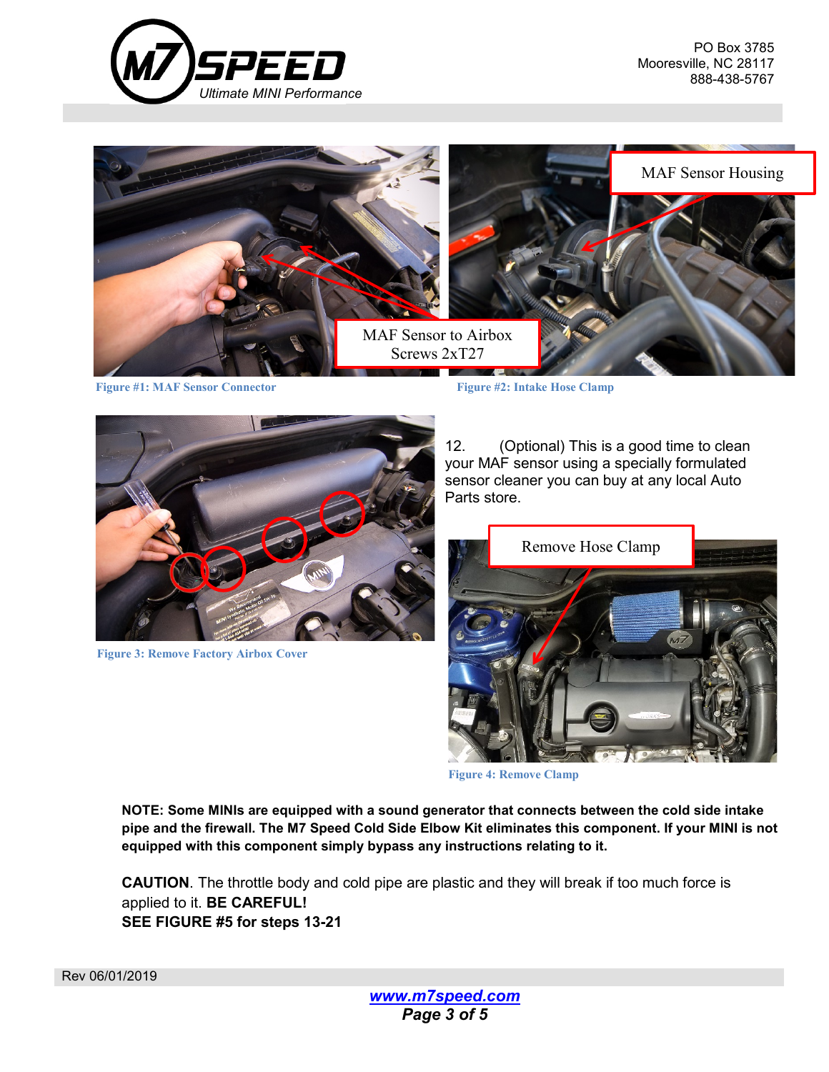MAF Sensor to Airbox Screws 2xT27

MAF Sensor Housing

Figure #1: MAF Sensor Connector

Figure #2: Intake Hose Clamp

Figure 3: Remove Factory Airbox Cover

12. (Optional) This is a good time to clean your MAF sensor using a specially formulated sensor cleaner you can buy at any local Auto Parts store.

Remove Hose Clamp

Figure 4: Remove Clamp

**NOTE: Some MINIs are equipped with a sound generator that connects between the cold side intake pipe and the firewall. The M7 Speed Cold Side Elbow Kit eliminates this component. If your MINI is not equipped with this component simply bypass any instructions relating to it.**

**CAUTION**. The throttle body and cold pipe are plastic and they will break if too much force is applied to it. **BE CAREFUL!**

**SEE FIGURE #5 for steps 13-21**

Rev 06/01/2019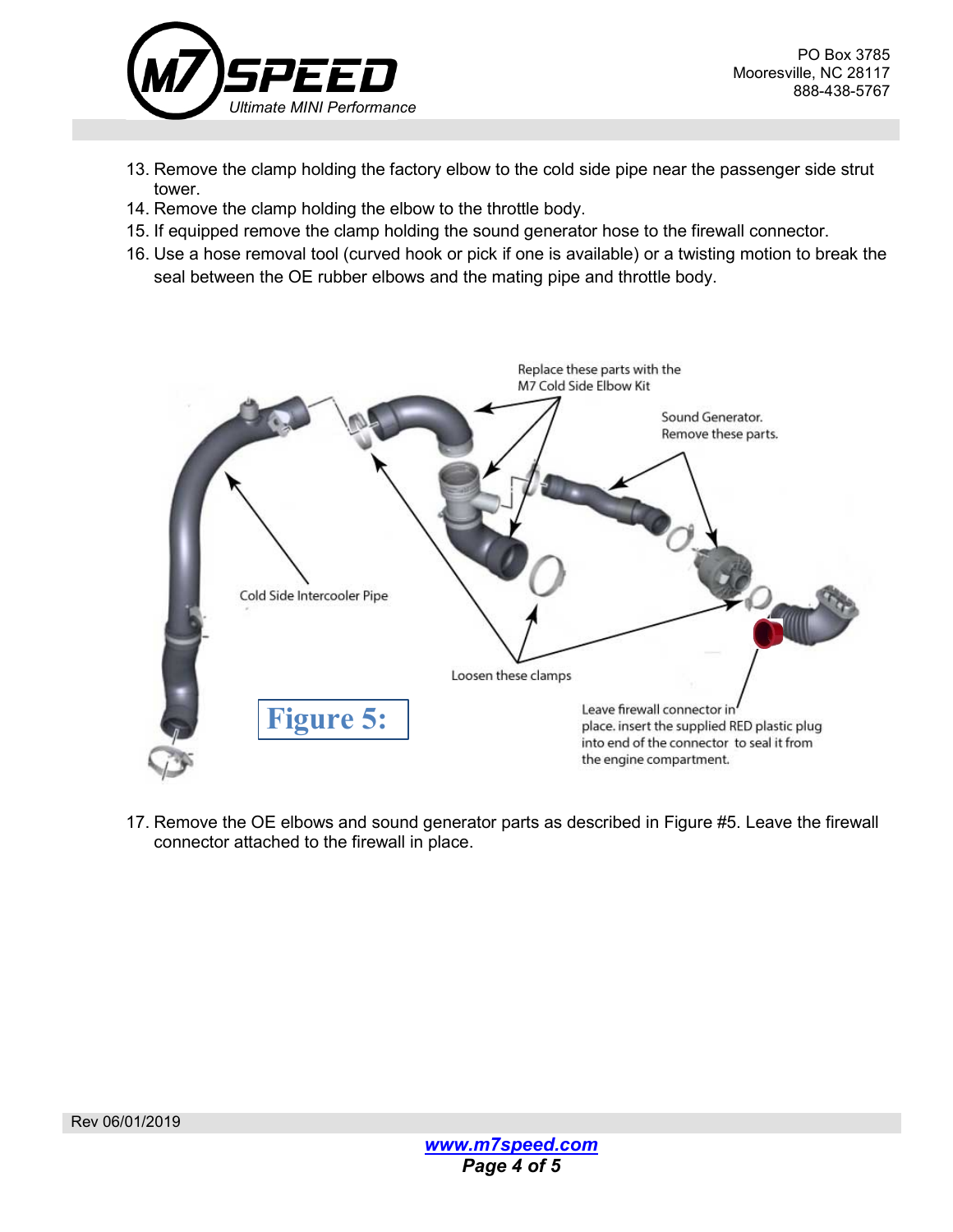13. Remove the clamp holding the factory elbow to the cold side pipe near the passenger side strut tower.
14. Remove the clamp holding the elbow to the throttle body.
15. If equipped remove the clamp holding the sound generator hose to the firewall connector.
16. Use a hose removal tool (curved hook or pick if one is available) or a twisting motion to break the seal between the OE rubber elbows and the mating pipe and throttle body.

Replace these parts with the M7 Cold Side Elbow Kit

Sound Generator. Remove these parts.

Cold Side Intercooler Pipe

Loosen these clamps

Leave firewall connector in place. insert the supplied RED plastic plug into end of the connector to seal it from the engine compartment.

**Figure 5:**

17. Remove the OE elbows and sound generator parts as described in Figure #5. Leave the firewall connector attached to the firewall in place.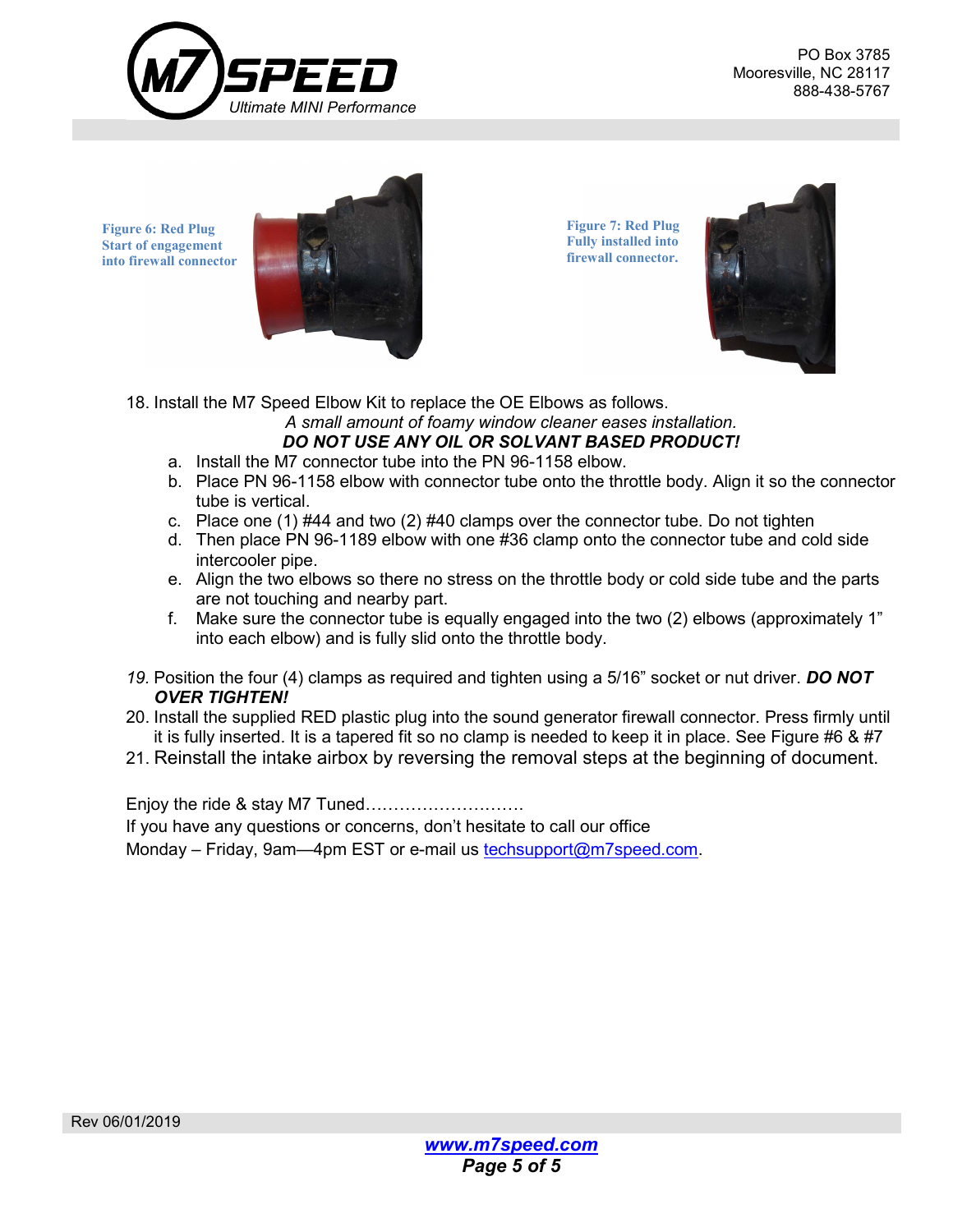Figure 6: Red Plug Start of engagement into firewall connector

Figure 7: Red Plug Fully installed into firewall connector.

18. Install the M7 Speed Elbow Kit to replace the OE Elbows as follows.

    *A small amount of foamy window cleaner eases installation.*
    ***DO NOT USE ANY OIL OR SOLVANT BASED PRODUCT!***

    a. Install the M7 connector tube into the PN 96-1158 elbow.
    b. Place PN 96-1158 elbow with connector tube onto the throttle body. Align it so the connector tube is vertical.
    c. Place one (1) #44 and two (2) #40 clamps over the connector tube. Do not tighten
    d. Then place PN 96-1189 elbow with one #36 clamp onto the connector tube and cold side intercooler pipe.
    e. Align the two elbows so there no stress on the throttle body or cold side tube and the parts are not touching and nearby part.
    f. Make sure the connector tube is equally engaged into the two (2) elbows (approximately 1" into each elbow) and is fully slid onto the throttle body.

19. Position the four (4) clamps as required and tighten using a 5/16" socket or nut driver. ***DO NOT OVER TIGHTEN!***
20. Install the supplied RED plastic plug into the sound generator firewall connector. Press firmly until it is fully inserted. It is a tapered fit so no clamp is needed to keep it in place. See Figure #6 & #7
21. Reinstall the intake airbox by reversing the removal steps at the beginning of document.

Enjoy the ride & stay M7 Tuned……………………….
If you have any questions or concerns, don't hesitate to call our office
Monday – Friday, 9am—4pm EST or e-mail us techsupport@m7speed.com.

Rev 06/01/2019